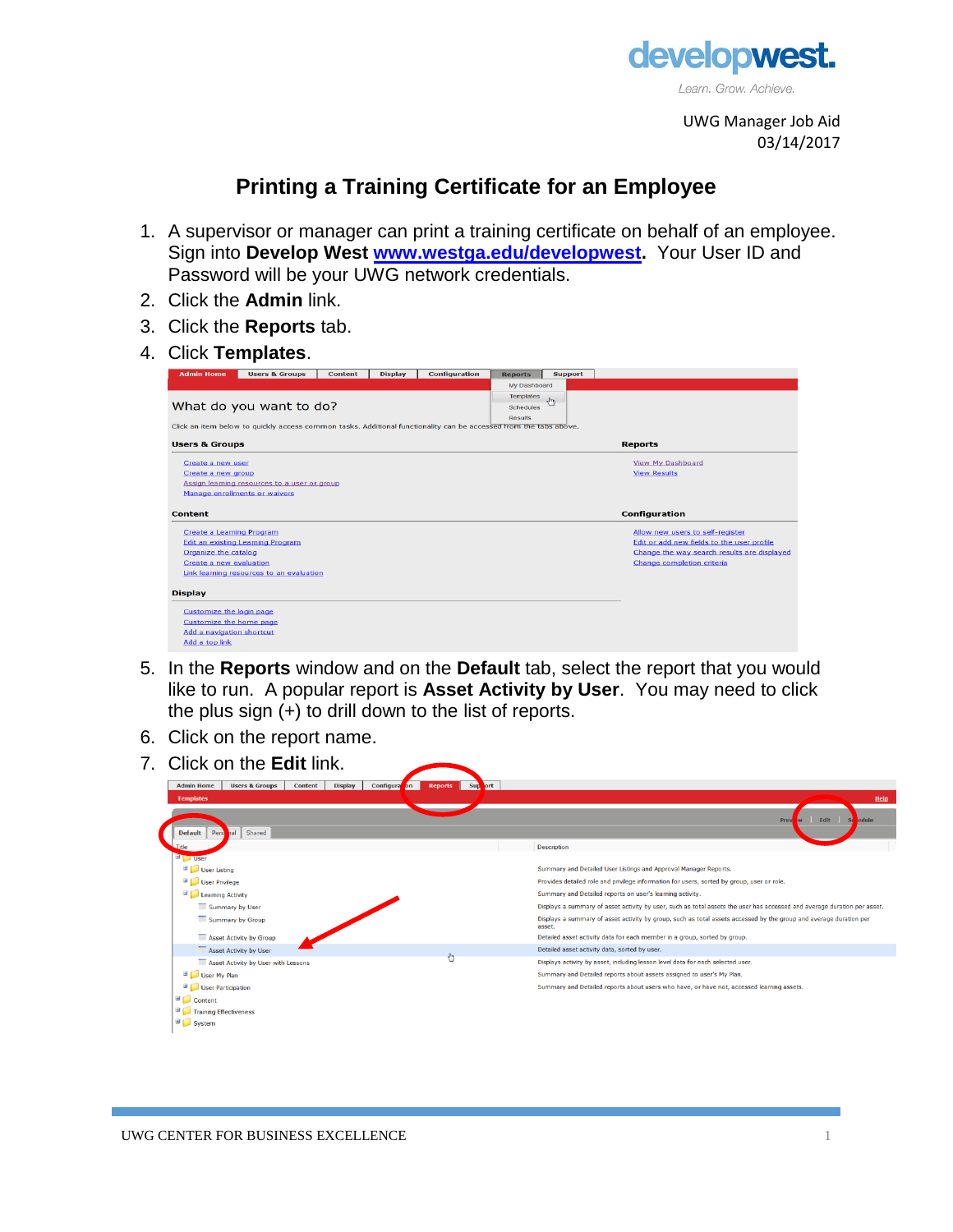UWG Manager Job Aid
03/14/2017

# Printing a Training Certificate for an Employee

1. A supervisor or manager can print a training certificate on behalf of an employee. Sign into **Develop West** **www.westga.edu/developwest**. Your User ID and Password will be your UWG network credentials.
2. Click the **Admin** link.
3. Click the **Reports** tab.
4. Click **Templates**.
5. In the **Reports** window and on the **Default** tab, select the report that you would like to run. A popular report is **Asset Activity by User**. You may need to click the plus sign (+) to drill down to the list of reports.
6. Click on the report name.
7. Click on the **Edit** link.

UWG CENTER FOR BUSINESS EXCELLENCE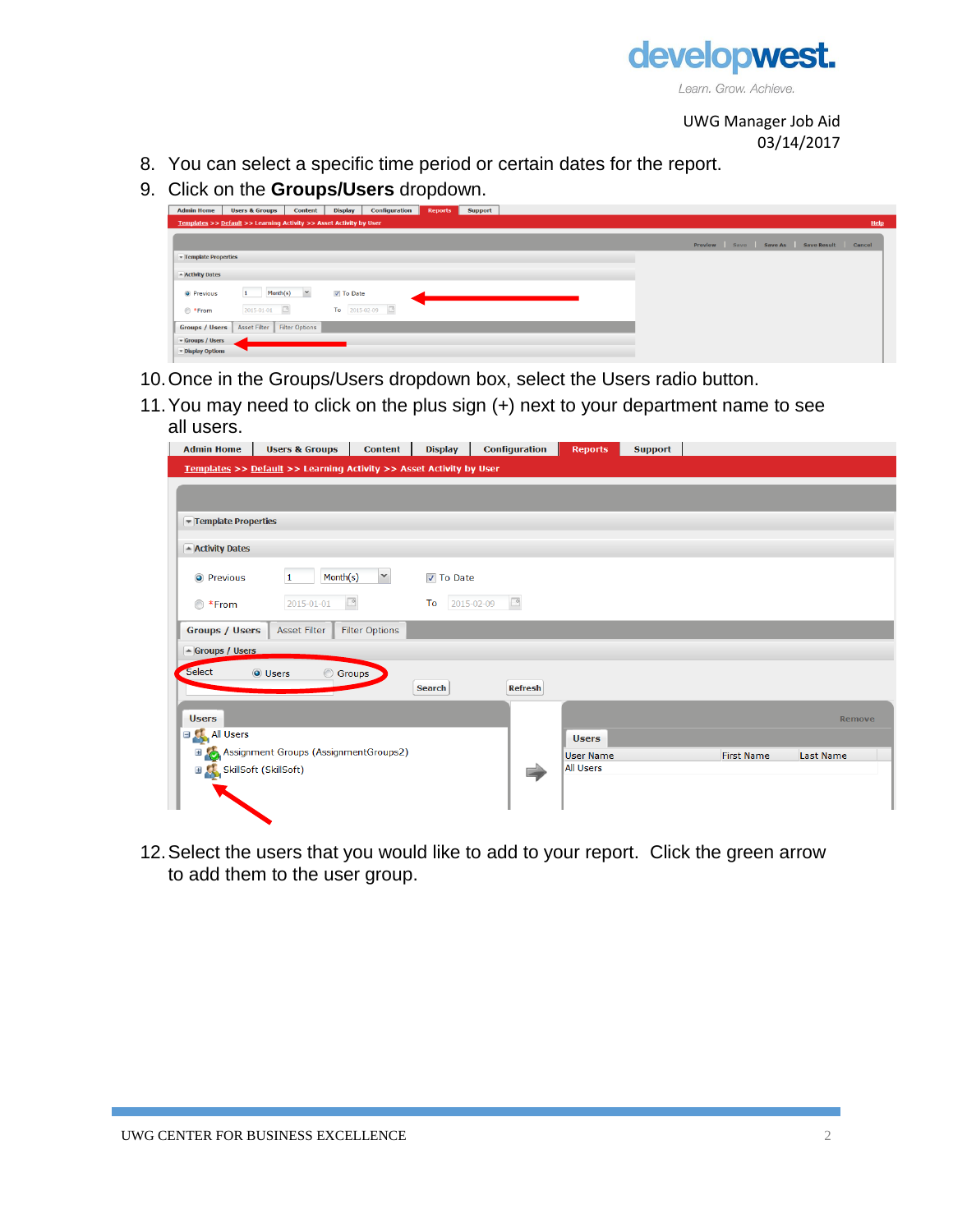8. You can select a specific time period or certain dates for the report.
9. Click on the **Groups/Users** dropdown.

10. Once in the Groups/Users dropdown box, select the Users radio button.
11. You may need to click on the plus sign (+) next to your department name to see all users.

12. Select the users that you would like to add to your report. Click the green arrow to add them to the user group.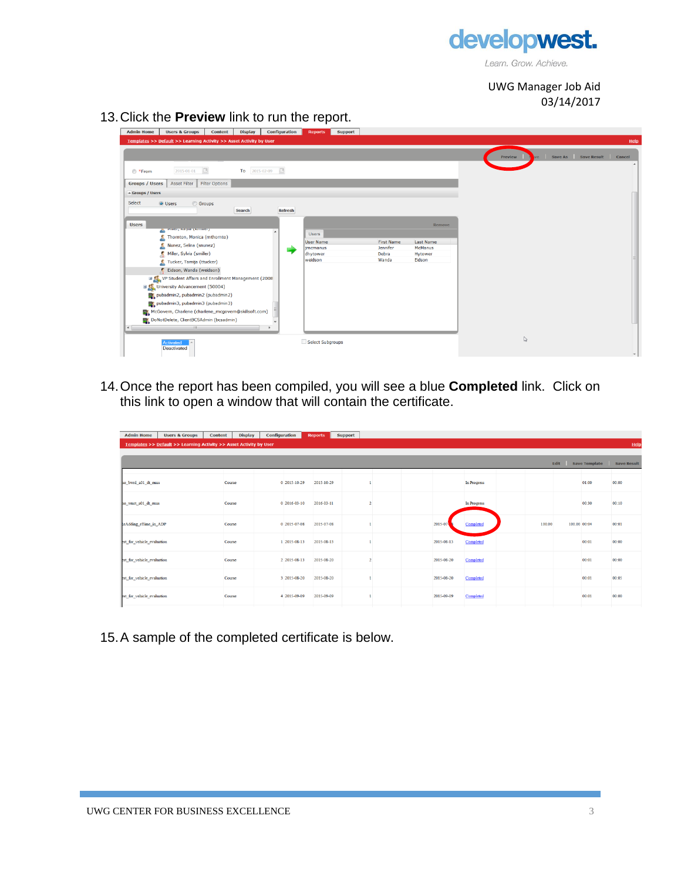13. Click the **Preview** link to run the report.

14. Once the report has been compiled, you will see a blue **Completed** link. Click on this link to open a window that will contain the certificate.

15. A sample of the completed certificate is below.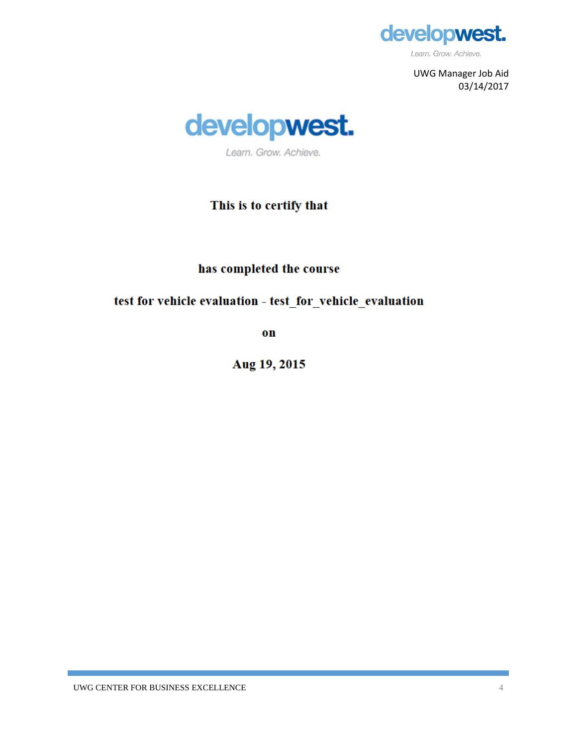**developwest.**

Learn. Grow. Achieve.

**This is to certify that**

**has completed the course**

**test for vehicle evaluation - test_for_vehicle_evaluation**

**on**

**Aug 19, 2015**